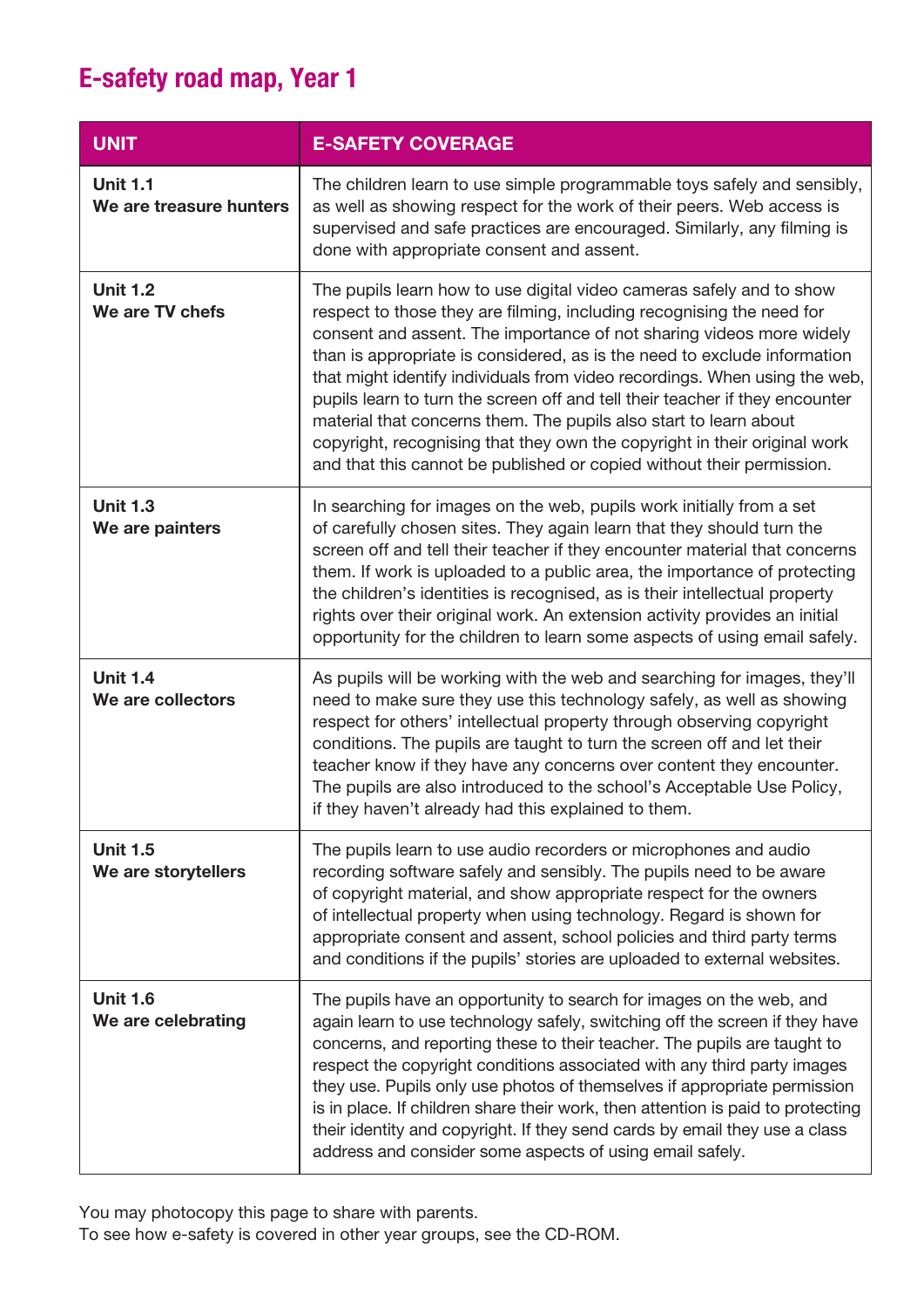# E-safety road map, Year 1

| UNIT | E-SAFETY COVERAGE |
|---|---|
| **Unit 1.1**<br>**We are treasure hunters** | The children learn to use simple programmable toys safely and sensibly, as well as showing respect for the work of their peers. Web access is supervised and safe practices are encouraged. Similarly, any filming is done with appropriate consent and assent. |
| **Unit 1.2**<br>**We are TV chefs** | The pupils learn how to use digital video cameras safely and to show respect to those they are filming, including recognising the need for consent and assent. The importance of not sharing videos more widely than is appropriate is considered, as is the need to exclude information that might identify individuals from video recordings. When using the web, pupils learn to turn the screen off and tell their teacher if they encounter material that concerns them. The pupils also start to learn about copyright, recognising that they own the copyright in their original work and that this cannot be published or copied without their permission. |
| **Unit 1.3**<br>**We are painters** | In searching for images on the web, pupils work initially from a set of carefully chosen sites. They again learn that they should turn the screen off and tell their teacher if they encounter material that concerns them. If work is uploaded to a public area, the importance of protecting the children's identities is recognised, as is their intellectual property rights over their original work. An extension activity provides an initial opportunity for the children to learn some aspects of using email safely. |
| **Unit 1.4**<br>**We are collectors** | As pupils will be working with the web and searching for images, they'll need to make sure they use this technology safely, as well as showing respect for others' intellectual property through observing copyright conditions. The pupils are taught to turn the screen off and let their teacher know if they have any concerns over content they encounter. The pupils are also introduced to the school's Acceptable Use Policy, if they haven't already had this explained to them. |
| **Unit 1.5**<br>**We are storytellers** | The pupils learn to use audio recorders or microphones and audio recording software safely and sensibly. The pupils need to be aware of copyright material, and show appropriate respect for the owners of intellectual property when using technology. Regard is shown for appropriate consent and assent, school policies and third party terms and conditions if the pupils' stories are uploaded to external websites. |
| **Unit 1.6**<br>**We are celebrating** | The pupils have an opportunity to search for images on the web, and again learn to use technology safely, switching off the screen if they have concerns, and reporting these to their teacher. The pupils are taught to respect the copyright conditions associated with any third party images they use. Pupils only use photos of themselves if appropriate permission is in place. If children share their work, then attention is paid to protecting their identity and copyright. If they send cards by email they use a class address and consider some aspects of using email safely. |

You may photocopy this page to share with parents.
To see how e-safety is covered in other year groups, see the CD-ROM.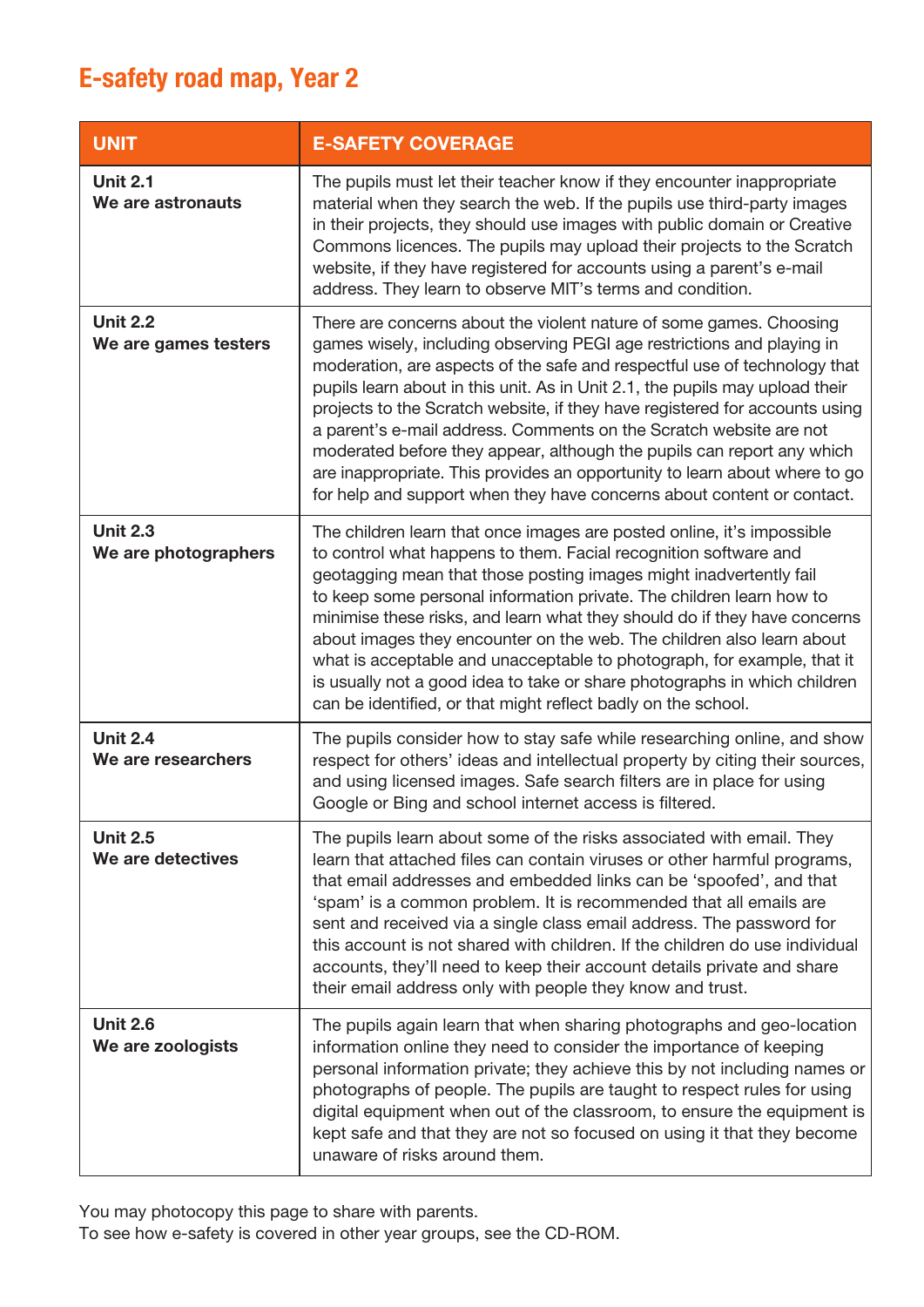# E-safety road map, Year 2

| UNIT | E-SAFETY COVERAGE |
|---|---|
| **Unit 2.1**<br>**We are astronauts** | The pupils must let their teacher know if they encounter inappropriate material when they search the web. If the pupils use third-party images in their projects, they should use images with public domain or Creative Commons licences. The pupils may upload their projects to the Scratch website, if they have registered for accounts using a parent's e-mail address. They learn to observe MIT's terms and condition. |
| **Unit 2.2**<br>**We are games testers** | There are concerns about the violent nature of some games. Choosing games wisely, including observing PEGI age restrictions and playing in moderation, are aspects of the safe and respectful use of technology that pupils learn about in this unit. As in Unit 2.1, the pupils may upload their projects to the Scratch website, if they have registered for accounts using a parent's e-mail address. Comments on the Scratch website are not moderated before they appear, although the pupils can report any which are inappropriate. This provides an opportunity to learn about where to go for help and support when they have concerns about content or contact. |
| **Unit 2.3**<br>**We are photographers** | The children learn that once images are posted online, it's impossible to control what happens to them. Facial recognition software and geotagging mean that those posting images might inadvertently fail to keep some personal information private. The children learn how to minimise these risks, and learn what they should do if they have concerns about images they encounter on the web. The children also learn about what is acceptable and unacceptable to photograph, for example, that it is usually not a good idea to take or share photographs in which children can be identified, or that might reflect badly on the school. |
| **Unit 2.4**<br>**We are researchers** | The pupils consider how to stay safe while researching online, and show respect for others' ideas and intellectual property by citing their sources, and using licensed images. Safe search filters are in place for using Google or Bing and school internet access is filtered. |
| **Unit 2.5**<br>**We are detectives** | The pupils learn about some of the risks associated with email. They learn that attached files can contain viruses or other harmful programs, that email addresses and embedded links can be 'spoofed', and that 'spam' is a common problem. It is recommended that all emails are sent and received via a single class email address. The password for this account is not shared with children. If the children do use individual accounts, they'll need to keep their account details private and share their email address only with people they know and trust. |
| **Unit 2.6**<br>**We are zoologists** | The pupils again learn that when sharing photographs and geo-location information online they need to consider the importance of keeping personal information private; they achieve this by not including names or photographs of people. The pupils are taught to respect rules for using digital equipment when out of the classroom, to ensure the equipment is kept safe and that they are not so focused on using it that they become unaware of risks around them. |

You may photocopy this page to share with parents.
To see how e-safety is covered in other year groups, see the CD-ROM.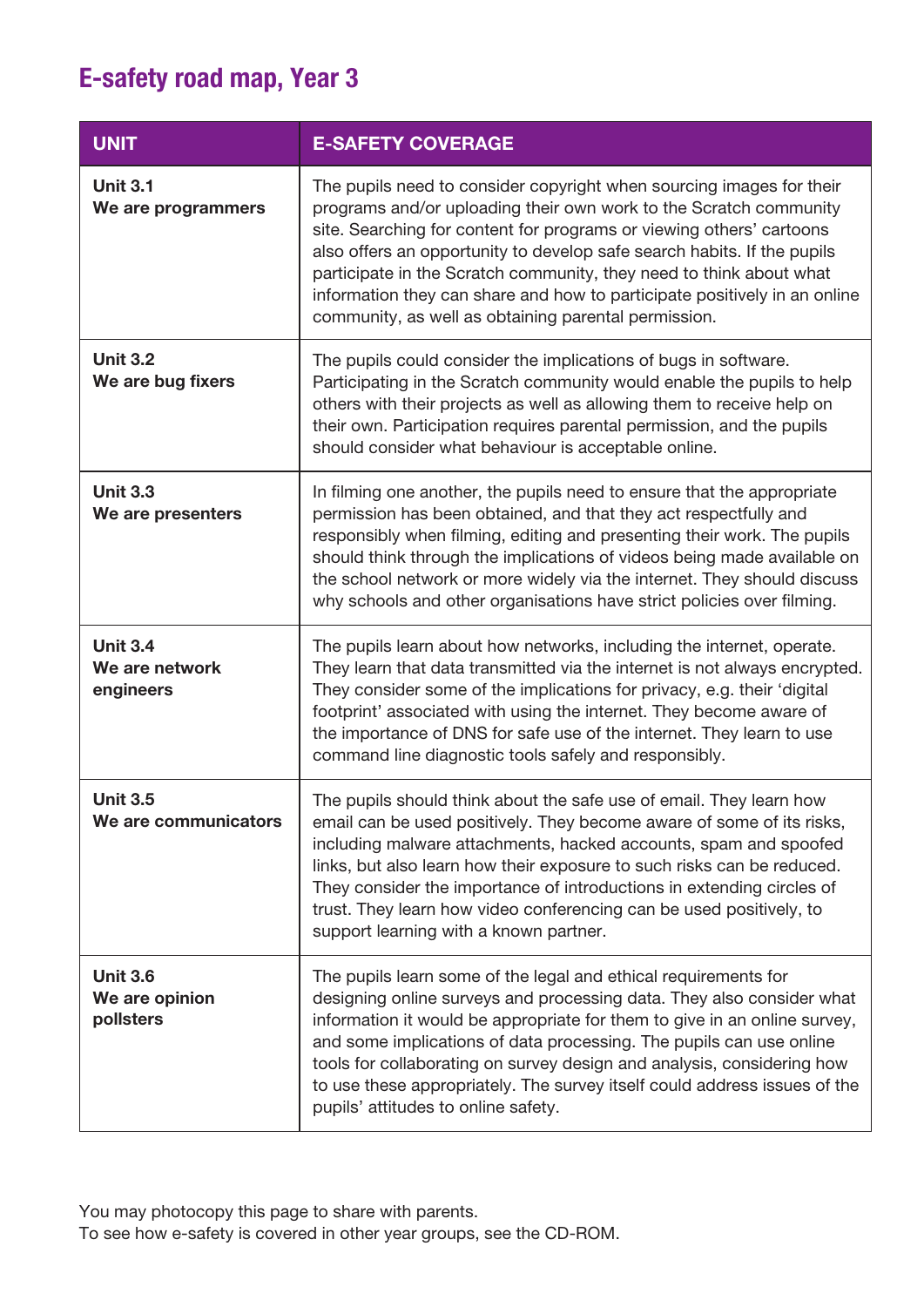# E-safety road map, Year 3

| UNIT | E-SAFETY COVERAGE |
| --- | --- |
| **Unit 3.1**<br>**We are programmers** | The pupils need to consider copyright when sourcing images for their programs and/or uploading their own work to the Scratch community site. Searching for content for programs or viewing others' cartoons also offers an opportunity to develop safe search habits. If the pupils participate in the Scratch community, they need to think about what information they can share and how to participate positively in an online community, as well as obtaining parental permission. |
| **Unit 3.2**<br>**We are bug fixers** | The pupils could consider the implications of bugs in software. Participating in the Scratch community would enable the pupils to help others with their projects as well as allowing them to receive help on their own. Participation requires parental permission, and the pupils should consider what behaviour is acceptable online. |
| **Unit 3.3**<br>**We are presenters** | In filming one another, the pupils need to ensure that the appropriate permission has been obtained, and that they act respectfully and responsibly when filming, editing and presenting their work. The pupils should think through the implications of videos being made available on the school network or more widely via the internet. They should discuss why schools and other organisations have strict policies over filming. |
| **Unit 3.4**<br>**We are network engineers** | The pupils learn about how networks, including the internet, operate. They learn that data transmitted via the internet is not always encrypted. They consider some of the implications for privacy, e.g. their 'digital footprint' associated with using the internet. They become aware of the importance of DNS for safe use of the internet. They learn to use command line diagnostic tools safely and responsibly. |
| **Unit 3.5**<br>**We are communicators** | The pupils should think about the safe use of email. They learn how email can be used positively. They become aware of some of its risks, including malware attachments, hacked accounts, spam and spoofed links, but also learn how their exposure to such risks can be reduced. They consider the importance of introductions in extending circles of trust. They learn how video conferencing can be used positively, to support learning with a known partner. |
| **Unit 3.6**<br>**We are opinion pollsters** | The pupils learn some of the legal and ethical requirements for designing online surveys and processing data. They also consider what information it would be appropriate for them to give in an online survey, and some implications of data processing. The pupils can use online tools for collaborating on survey design and analysis, considering how to use these appropriately. The survey itself could address issues of the pupils' attitudes to online safety. |

You may photocopy this page to share with parents.
To see how e-safety is covered in other year groups, see the CD-ROM.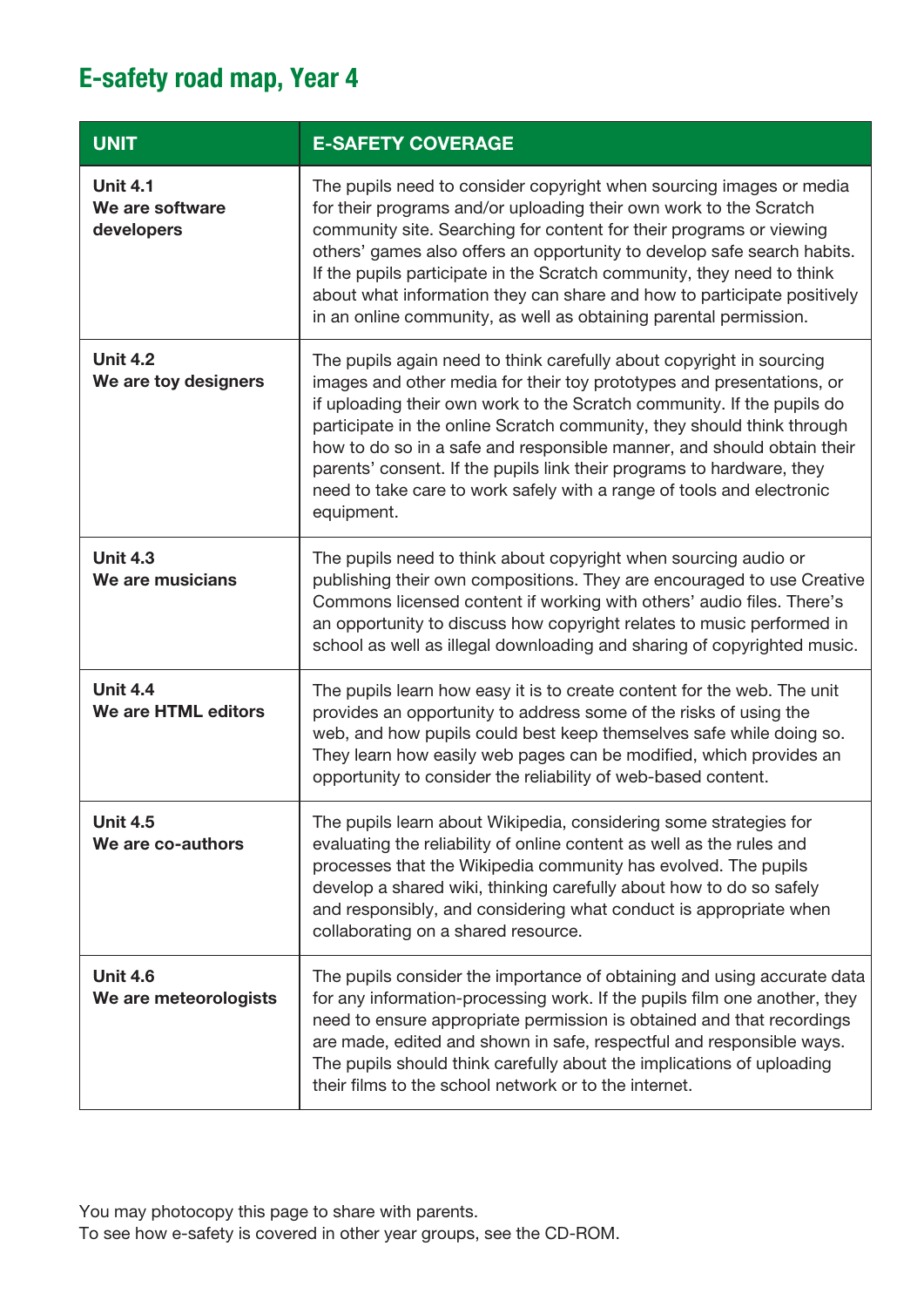# E-safety road map, Year 4

| UNIT | E-SAFETY COVERAGE |
|---|---|
| **Unit 4.1**<br>**We are software developers** | The pupils need to consider copyright when sourcing images or media for their programs and/or uploading their own work to the Scratch community site. Searching for content for their programs or viewing others' games also offers an opportunity to develop safe search habits. If the pupils participate in the Scratch community, they need to think about what information they can share and how to participate positively in an online community, as well as obtaining parental permission. |
| **Unit 4.2**<br>**We are toy designers** | The pupils again need to think carefully about copyright in sourcing images and other media for their toy prototypes and presentations, or if uploading their own work to the Scratch community. If the pupils do participate in the online Scratch community, they should think through how to do so in a safe and responsible manner, and should obtain their parents' consent. If the pupils link their programs to hardware, they need to take care to work safely with a range of tools and electronic equipment. |
| **Unit 4.3**<br>**We are musicians** | The pupils need to think about copyright when sourcing audio or publishing their own compositions. They are encouraged to use Creative Commons licensed content if working with others' audio files. There's an opportunity to discuss how copyright relates to music performed in school as well as illegal downloading and sharing of copyrighted music. |
| **Unit 4.4**<br>**We are HTML editors** | The pupils learn how easy it is to create content for the web. The unit provides an opportunity to address some of the risks of using the web, and how pupils could best keep themselves safe while doing so. They learn how easily web pages can be modified, which provides an opportunity to consider the reliability of web-based content. |
| **Unit 4.5**<br>**We are co-authors** | The pupils learn about Wikipedia, considering some strategies for evaluating the reliability of online content as well as the rules and processes that the Wikipedia community has evolved. The pupils develop a shared wiki, thinking carefully about how to do so safely and responsibly, and considering what conduct is appropriate when collaborating on a shared resource. |
| **Unit 4.6**<br>**We are meteorologists** | The pupils consider the importance of obtaining and using accurate data for any information-processing work. If the pupils film one another, they need to ensure appropriate permission is obtained and that recordings are made, edited and shown in safe, respectful and responsible ways. The pupils should think carefully about the implications of uploading their films to the school network or to the internet. |

You may photocopy this page to share with parents.
To see how e-safety is covered in other year groups, see the CD-ROM.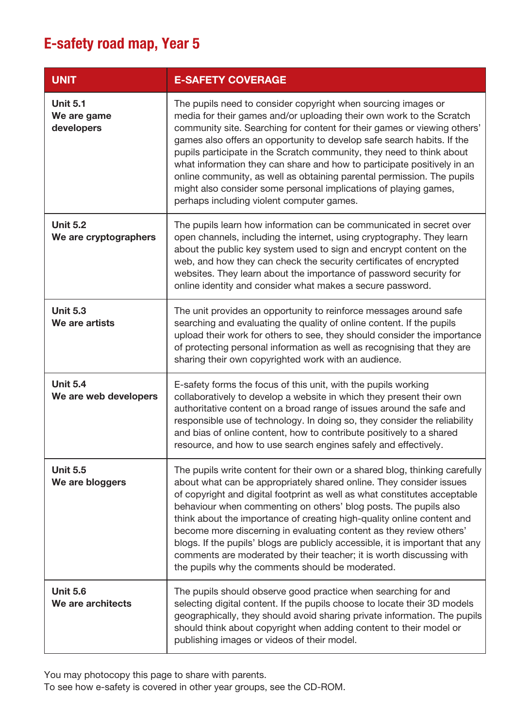# E-safety road map, Year 5

| UNIT | E-SAFETY COVERAGE |
| --- | --- |
| **Unit 5.1** **We are game developers** | The pupils need to consider copyright when sourcing images or media for their games and/or uploading their own work to the Scratch community site. Searching for content for their games or viewing others' games also offers an opportunity to develop safe search habits. If the pupils participate in the Scratch community, they need to think about what information they can share and how to participate positively in an online community, as well as obtaining parental permission. The pupils might also consider some personal implications of playing games, perhaps including violent computer games. |
| **Unit 5.2** **We are cryptographers** | The pupils learn how information can be communicated in secret over open channels, including the internet, using cryptography. They learn about the public key system used to sign and encrypt content on the web, and how they can check the security certificates of encrypted websites. They learn about the importance of password security for online identity and consider what makes a secure password. |
| **Unit 5.3** **We are artists** | The unit provides an opportunity to reinforce messages around safe searching and evaluating the quality of online content. If the pupils upload their work for others to see, they should consider the importance of protecting personal information as well as recognising that they are sharing their own copyrighted work with an audience. |
| **Unit 5.4** **We are web developers** | E-safety forms the focus of this unit, with the pupils working collaboratively to develop a website in which they present their own authoritative content on a broad range of issues around the safe and responsible use of technology. In doing so, they consider the reliability and bias of online content, how to contribute positively to a shared resource, and how to use search engines safely and effectively. |
| **Unit 5.5** **We are bloggers** | The pupils write content for their own or a shared blog, thinking carefully about what can be appropriately shared online. They consider issues of copyright and digital footprint as well as what constitutes acceptable behaviour when commenting on others' blog posts. The pupils also think about the importance of creating high-quality online content and become more discerning in evaluating content as they review others' blogs. If the pupils' blogs are publicly accessible, it is important that any comments are moderated by their teacher; it is worth discussing with the pupils why the comments should be moderated. |
| **Unit 5.6** **We are architects** | The pupils should observe good practice when searching for and selecting digital content. If the pupils choose to locate their 3D models geographically, they should avoid sharing private information. The pupils should think about copyright when adding content to their model or publishing images or videos of their model. |

You may photocopy this page to share with parents.
To see how e-safety is covered in other year groups, see the CD-ROM.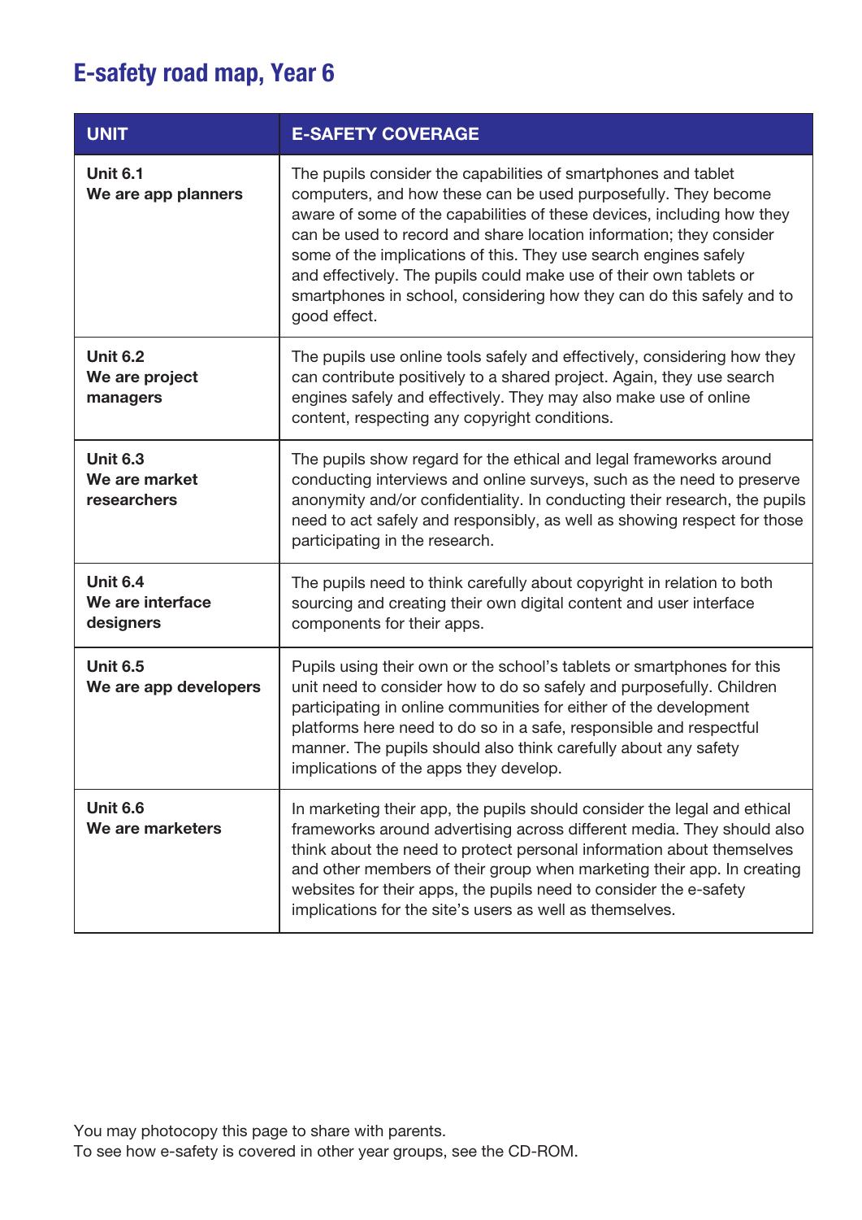# E-safety road map, Year 6

| UNIT | E-SAFETY COVERAGE |
|---|---|
| **Unit 6.1**<br>**We are app planners** | The pupils consider the capabilities of smartphones and tablet computers, and how these can be used purposefully. They become aware of some of the capabilities of these devices, including how they can be used to record and share location information; they consider some of the implications of this. They use search engines safely and effectively. The pupils could make use of their own tablets or smartphones in school, considering how they can do this safely and to good effect. |
| **Unit 6.2**<br>**We are project managers** | The pupils use online tools safely and effectively, considering how they can contribute positively to a shared project. Again, they use search engines safely and effectively. They may also make use of online content, respecting any copyright conditions. |
| **Unit 6.3**<br>**We are market researchers** | The pupils show regard for the ethical and legal frameworks around conducting interviews and online surveys, such as the need to preserve anonymity and/or confidentiality. In conducting their research, the pupils need to act safely and responsibly, as well as showing respect for those participating in the research. |
| **Unit 6.4**<br>**We are interface designers** | The pupils need to think carefully about copyright in relation to both sourcing and creating their own digital content and user interface components for their apps. |
| **Unit 6.5**<br>**We are app developers** | Pupils using their own or the school's tablets or smartphones for this unit need to consider how to do so safely and purposefully. Children participating in online communities for either of the development platforms here need to do so in a safe, responsible and respectful manner. The pupils should also think carefully about any safety implications of the apps they develop. |
| **Unit 6.6**<br>**We are marketers** | In marketing their app, the pupils should consider the legal and ethical frameworks around advertising across different media. They should also think about the need to protect personal information about themselves and other members of their group when marketing their app. In creating websites for their apps, the pupils need to consider the e-safety implications for the site's users as well as themselves. |

You may photocopy this page to share with parents.
To see how e-safety is covered in other year groups, see the CD-ROM.